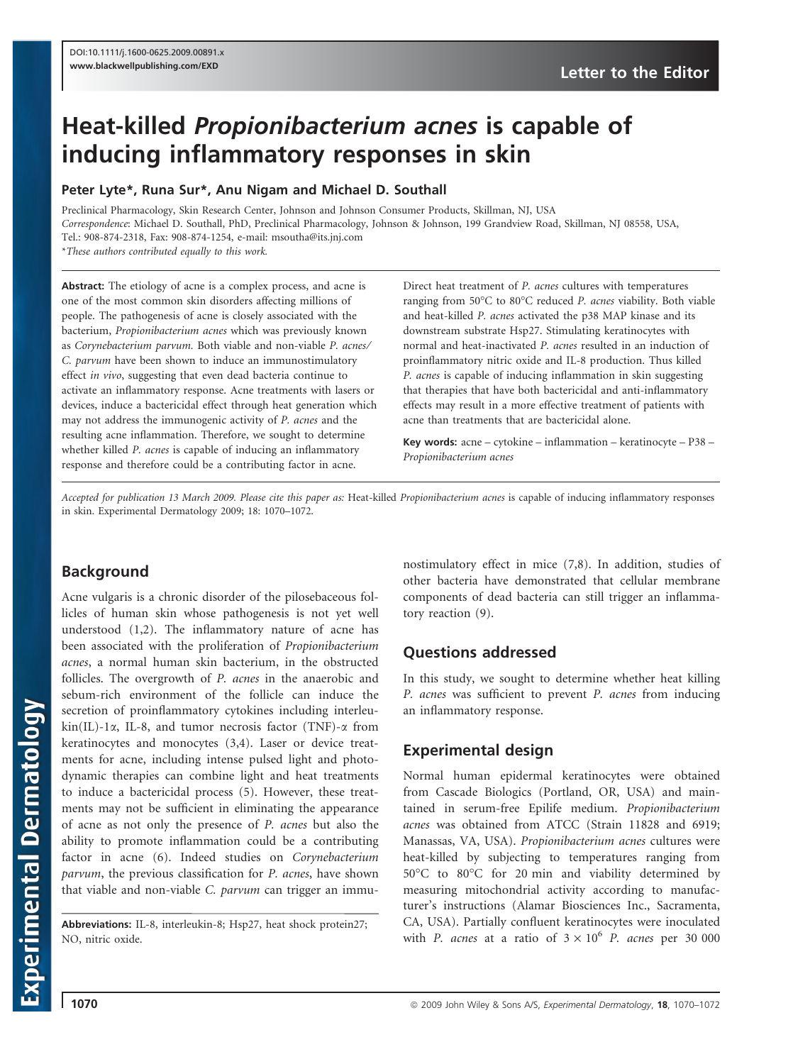DOI:10.1111/j.1600-0625.2009.00891.x
www.blackwellpublishing.com/EXD

Letter to the Editor

# Heat-killed *Propionibacterium acnes* is capable of inducing inflammatory responses in skin

**Peter Lyte\*, Runa Sur\*, Anu Nigam and Michael D. Southall**

Preclinical Pharmacology, Skin Research Center, Johnson and Johnson Consumer Products, Skillman, NJ, USA
*Correspondence*: Michael D. Southall, PhD, Preclinical Pharmacology, Johnson & Johnson, 199 Grandview Road, Skillman, NJ 08558, USA, Tel.: 908-874-2318, Fax: 908-874-1254, e-mail: msoutha@its.jnj.com
\*These authors contributed equally to this work.

**Abstract:** The etiology of acne is a complex process, and acne is one of the most common skin disorders affecting millions of people. The pathogenesis of acne is closely associated with the bacterium, *Propionibacterium acnes* which was previously known as *Corynebacterium parvum*. Both viable and non-viable *P. acnes/ C. parvum* have been shown to induce an immunostimulatory effect *in vivo*, suggesting that even dead bacteria continue to activate an inflammatory response. Acne treatments with lasers or devices, induce a bactericidal effect through heat generation which may not address the immunogenic activity of *P. acnes* and the resulting acne inflammation. Therefore, we sought to determine whether killed *P. acnes* is capable of inducing an inflammatory response and therefore could be a contributing factor in acne. Direct heat treatment of *P. acnes* cultures with temperatures ranging from 50°C to 80°C reduced *P. acnes* viability. Both viable and heat-killed *P. acnes* activated the p38 MAP kinase and its downstream substrate Hsp27. Stimulating keratinocytes with normal and heat-inactivated *P. acnes* resulted in an induction of proinflammatory nitric oxide and IL-8 production. Thus killed *P. acnes* is capable of inducing inflammation in skin suggesting that therapies that have both bactericidal and anti-inflammatory effects may result in a more effective treatment of patients with acne than treatments that are bactericidal alone.

**Key words:** acne – cytokine – inflammation – keratinocyte – P38 – *Propionibacterium acnes*

*Accepted for publication 13 March 2009. Please cite this paper as:* Heat-killed *Propionibacterium acnes* is capable of inducing inflammatory responses in skin. Experimental Dermatology 2009; 18: 1070–1072.

## Background

Acne vulgaris is a chronic disorder of the pilosebaceous follicles of human skin whose pathogenesis is not yet well understood (1,2). The inflammatory nature of acne has been associated with the proliferation of *Propionibacterium acnes*, a normal human skin bacterium, in the obstructed follicles. The overgrowth of *P. acnes* in the anaerobic and sebum-rich environment of the follicle can induce the secretion of proinflammatory cytokines including interleukin(IL)-1α, IL-8, and tumor necrosis factor (TNF)-α from keratinocytes and monocytes (3,4). Laser or device treatments for acne, including intense pulsed light and photodynamic therapies can combine light and heat treatments to induce a bactericidal process (5). However, these treatments may not be sufficient in eliminating the appearance of acne as not only the presence of *P. acnes* but also the ability to promote inflammation could be a contributing factor in acne (6). Indeed studies on *Corynebacterium parvum*, the previous classification for *P. acnes*, have shown that viable and non-viable *C. parvum* can trigger an immunostimulatory effect in mice (7,8). In addition, studies of other bacteria have demonstrated that cellular membrane components of dead bacteria can still trigger an inflammatory reaction (9).

## Questions addressed

In this study, we sought to determine whether heat killing *P. acnes* was sufficient to prevent *P. acnes* from inducing an inflammatory response.

## Experimental design

Normal human epidermal keratinocytes were obtained from Cascade Biologics (Portland, OR, USA) and maintained in serum-free Epilife medium. *Propionibacterium acnes* was obtained from ATCC (Strain 11828 and 6919; Manassas, VA, USA). *Propionibacterium acnes* cultures were heat-killed by subjecting to temperatures ranging from 50°C to 80°C for 20 min and viability determined by measuring mitochondrial activity according to manufacturer's instructions (Alamar Biosciences Inc., Sacramenta, CA, USA). Partially confluent keratinocytes were inoculated with *P. acnes* at a ratio of $3 \times 10^6$ *P. acnes* per 30 000

**Abbreviations:** IL-8, interleukin-8; Hsp27, heat shock protein27; NO, nitric oxide.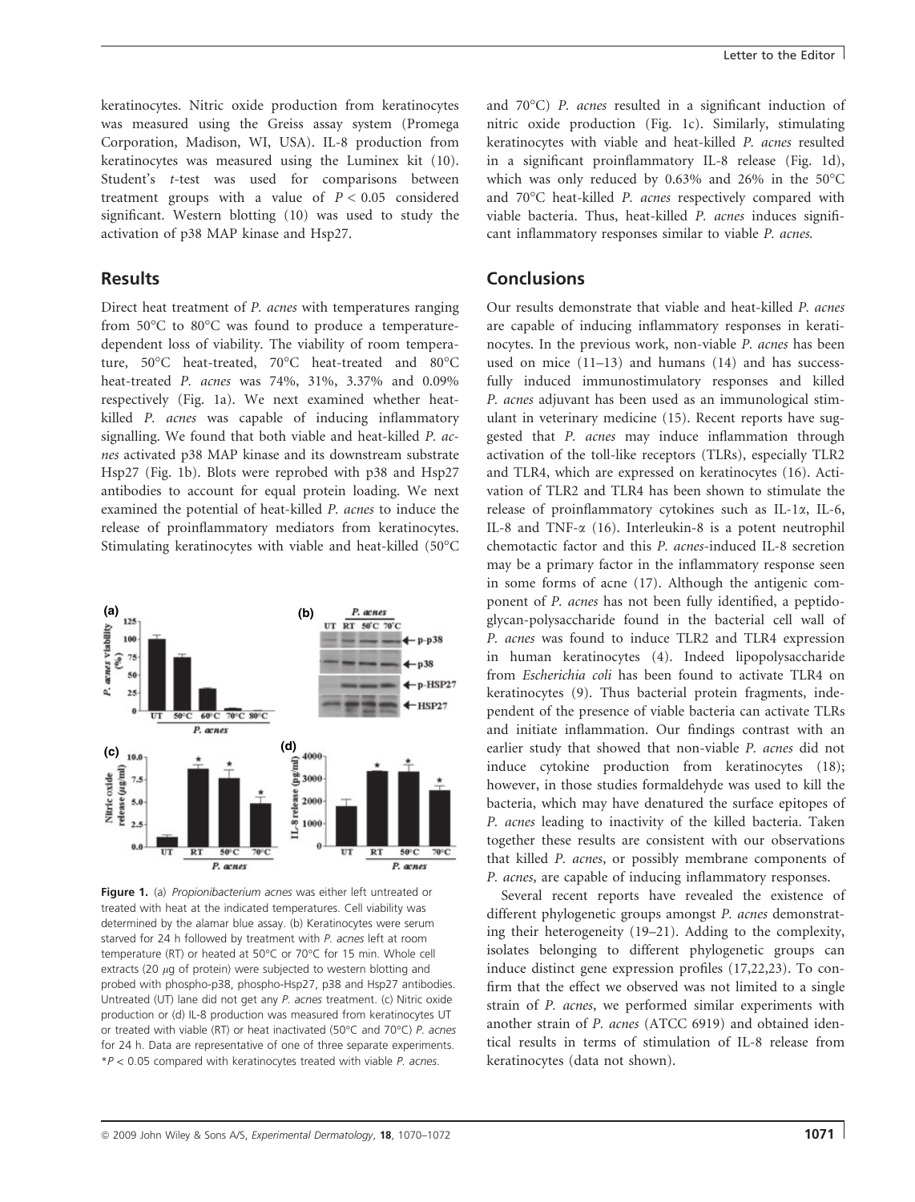keratinocytes. Nitric oxide production from keratinocytes was measured using the Greiss assay system (Promega Corporation, Madison, WI, USA). IL-8 production from keratinocytes was measured using the Luminex kit (10). Student's *t*-test was used for comparisons between treatment groups with a value of $P < 0.05$ considered significant. Western blotting (10) was used to study the activation of p38 MAP kinase and Hsp27.

## Results

Direct heat treatment of *P. acnes* with temperatures ranging from 50°C to 80°C was found to produce a temperature-dependent loss of viability. The viability of room temperature, 50°C heat-treated, 70°C heat-treated and 80°C heat-treated *P. acnes* was 74%, 31%, 3.37% and 0.09% respectively (Fig. 1a). We next examined whether heat-killed *P. acnes* was capable of inducing inflammatory signalling. We found that both viable and heat-killed *P. acnes* activated p38 MAP kinase and its downstream substrate Hsp27 (Fig. 1b). Blots were reprobed with p38 and Hsp27 antibodies to account for equal protein loading. We next examined the potential of heat-killed *P. acnes* to induce the release of proinflammatory mediators from keratinocytes. Stimulating keratinocytes with viable and heat-killed (50°C and 70°C) *P. acnes* resulted in a significant induction of nitric oxide production (Fig. 1c). Similarly, stimulating keratinocytes with viable and heat-killed *P. acnes* resulted in a significant proinflammatory IL-8 release (Fig. 1d), which was only reduced by 0.63% and 26% in the 50°C and 70°C heat-killed *P. acnes* respectively compared with viable bacteria. Thus, heat-killed *P. acnes* induces significant inflammatory responses similar to viable *P. acnes.*

**Figure 1.** (a) *Propionibacterium acnes* was either left untreated or treated with heat at the indicated temperatures. Cell viability was determined by the alamar blue assay. (b) Keratinocytes were serum starved for 24 h followed by treatment with *P. acnes* left at room temperature (RT) or heated at 50°C or 70°C for 15 min. Whole cell extracts (20 $\mu$g of protein) were subjected to western blotting and probed with phospho-p38, phospho-Hsp27, p38 and Hsp27 antibodies. Untreated (UT) lane did not get any *P. acnes* treatment. (c) Nitric oxide production or (d) IL-8 production was measured from keratinocytes UT or treated with viable (RT) or heat inactivated (50°C and 70°C) *P. acnes* for 24 h. Data are representative of one of three separate experiments. *$P < 0.05$ compared with keratinocytes treated with viable *P. acnes*.

## Conclusions

Our results demonstrate that viable and heat-killed *P. acnes* are capable of inducing inflammatory responses in keratinocytes. In the previous work, non-viable *P. acnes* has been used on mice (11–13) and humans (14) and has successfully induced immunostimulatory responses and killed *P. acnes* adjuvant has been used as an immunological stimulant in veterinary medicine (15). Recent reports have suggested that *P. acnes* may induce inflammation through activation of the toll-like receptors (TLRs), especially TLR2 and TLR4, which are expressed on keratinocytes (16). Activation of TLR2 and TLR4 has been shown to stimulate the release of proinflammatory cytokines such as IL-1$\alpha$, IL-6, IL-8 and TNF-$\alpha$ (16). Interleukin-8 is a potent neutrophil chemotactic factor and this *P. acnes*-induced IL-8 secretion may be a primary factor in the inflammatory response seen in some forms of acne (17). Although the antigenic component of *P. acnes* has not been fully identified, a peptidoglycan-polysaccharide found in the bacterial cell wall of *P. acnes* was found to induce TLR2 and TLR4 expression in human keratinocytes (4). Indeed lipopolysaccharide from *Escherichia coli* has been found to activate TLR4 on keratinocytes (9). Thus bacterial protein fragments, independent of the presence of viable bacteria can activate TLRs and initiate inflammation. Our findings contrast with an earlier study that showed that non-viable *P. acnes* did not induce cytokine production from keratinocytes (18); however, in those studies formaldehyde was used to kill the bacteria, which may have denatured the surface epitopes of *P. acnes* leading to inactivity of the killed bacteria. Taken together these results are consistent with our observations that killed *P. acnes*, or possibly membrane components of *P. acnes*, are capable of inducing inflammatory responses.

Several recent reports have revealed the existence of different phylogenetic groups amongst *P. acnes* demonstrating their heterogeneity (19–21). Adding to the complexity, isolates belonging to different phylogenetic groups can induce distinct gene expression profiles (17,22,23). To confirm that the effect we observed was not limited to a single strain of *P. acnes*, we performed similar experiments with another strain of *P. acnes* (ATCC 6919) and obtained identical results in terms of stimulation of IL-8 release from keratinocytes (data not shown).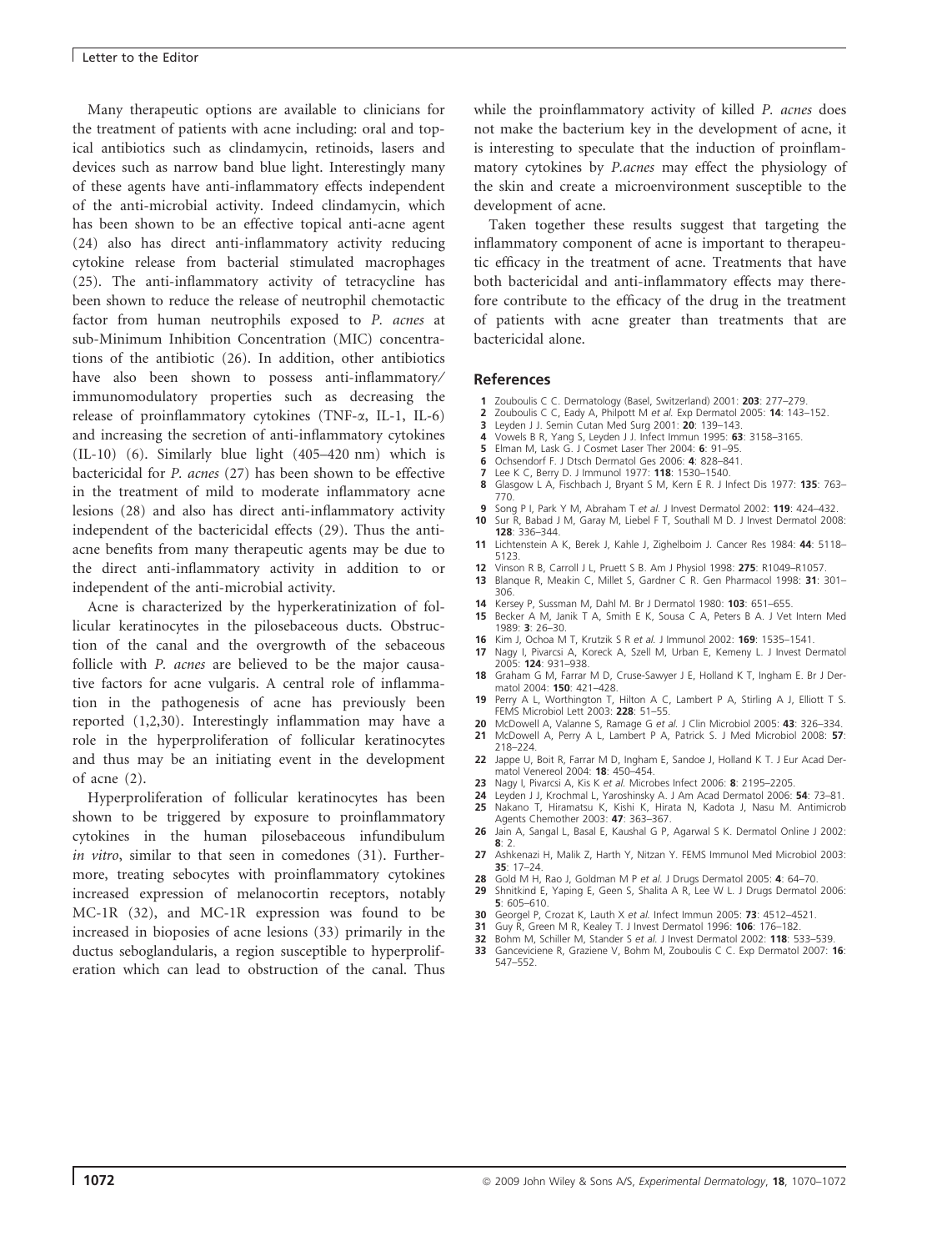Many therapeutic options are available to clinicians for the treatment of patients with acne including: oral and topical antibiotics such as clindamycin, retinoids, lasers and devices such as narrow band blue light. Interestingly many of these agents have anti-inflammatory effects independent of the anti-microbial activity. Indeed clindamycin, which has been shown to be an effective topical anti-acne agent (24) also has direct anti-inflammatory activity reducing cytokine release from bacterial stimulated macrophages (25). The anti-inflammatory activity of tetracycline has been shown to reduce the release of neutrophil chemotactic factor from human neutrophils exposed to *P. acnes* at sub-Minimum Inhibition Concentration (MIC) concentrations of the antibiotic (26). In addition, other antibiotics have also been shown to possess anti-inflammatory/immunomodulatory properties such as decreasing the release of proinflammatory cytokines (TNF-$\alpha$, IL-1, IL-6) and increasing the secretion of anti-inflammatory cytokines (IL-10) (6). Similarly blue light (405–420 nm) which is bactericidal for *P. acnes* (27) has been shown to be effective in the treatment of mild to moderate inflammatory acne lesions (28) and also has direct anti-inflammatory activity independent of the bactericidal effects (29). Thus the anti-acne benefits from many therapeutic agents may be due to the direct anti-inflammatory activity in addition to or independent of the anti-microbial activity.

Acne is characterized by the hyperkeratinization of follicular keratinocytes in the pilosebaceous ducts. Obstruction of the canal and the overgrowth of the sebaceous follicle with *P. acnes* are believed to be the major causative factors for acne vulgaris. A central role of inflammation in the pathogenesis of acne has previously been reported (1,2,30). Interestingly inflammation may have a role in the hyperproliferation of follicular keratinocytes and thus may be an initiating event in the development of acne (2).

Hyperproliferation of follicular keratinocytes has been shown to be triggered by exposure to proinflammatory cytokines in the human pilosebaceous infundibulum *in vitro*, similar to that seen in comedones (31). Furthermore, treating sebocytes with proinflammatory cytokines increased expression of melanocortin receptors, notably MC-1R (32), and MC-1R expression was found to be increased in bioposies of acne lesions (33) primarily in the ductus seboglandularis, a region susceptible to hyperproliferation which can lead to obstruction of the canal. Thus while the proinflammatory activity of killed *P. acnes* does not make the bacterium key in the development of acne, it is interesting to speculate that the induction of proinflammatory cytokines by *P.acnes* may effect the physiology of the skin and create a microenvironment susceptible to the development of acne.

Taken together these results suggest that targeting the inflammatory component of acne is important to therapeutic efficacy in the treatment of acne. Treatments that have both bactericidal and anti-inflammatory effects may therefore contribute to the efficacy of the drug in the treatment of patients with acne greater than treatments that are bactericidal alone.

## References

1. Zouboulis C C. Dermatology (Basel, Switzerland) 2001: **203**: 277–279.
2. Zouboulis C C, Eady A, Philpott M *et al.* Exp Dermatol 2005: **14**: 143–152.
3. Leyden J J. Semin Cutan Med Surg 2001: **20**: 139–143.
4. Vowels B R, Yang S, Leyden J J. Infect Immun 1995: **63**: 3158–3165.
5. Elman M, Lask G. J Cosmet Laser Ther 2004: **6**: 91–95.
6. Ochsendorf F. J Dtsch Dermatol Ges 2006: **4**: 828–841.
7. Lee K C, Berry D. J Immunol 1977: **118**: 1530–1540.
8. Glasgow L A, Fischbach J, Bryant S M, Kern E R. J Infect Dis 1977: **135**: 763–770.
9. Song P I, Park Y M, Abraham T *et al.* J Invest Dermatol 2002: **119**: 424–432.
10. Sur R, Babad J M, Garay M, Liebel F T, Southall M D. J Invest Dermatol 2008: **128**: 336–344.
11. Lichtenstein A K, Berek J, Kahle J, Zighelboim J. Cancer Res 1984: **44**: 5118–5123.
12. Vinson R B, Carroll J L, Pruett S B. Am J Physiol 1998: **275**: R1049–R1057.
13. Blanque R, Meakin C, Millet S, Gardner C R. Gen Pharmacol 1998: **31**: 301–306.
14. Kersey P, Sussman M, Dahl M. Br J Dermatol 1980: **103**: 651–655.
15. Becker A M, Janik T A, Smith E K, Sousa C A, Peters B A. J Vet Intern Med 1989: **3**: 26–30.
16. Kim J, Ochoa M T, Krutzik S R *et al.* J Immunol 2002: **169**: 1535–1541.
17. Nagy I, Pivarcsi A, Koreck A, Szell M, Urban E, Kemeny L. J Invest Dermatol 2005: **124**: 931–938.
18. Graham G M, Farrar M D, Cruse-Sawyer J E, Holland K T, Ingham E. Br J Dermatol 2004: **150**: 421–428.
19. Perry A L, Worthington T, Hilton A C, Lambert P A, Stirling A J, Elliott T S. FEMS Microbiol Lett 2003: **228**: 51–55.
20. McDowell A, Valanne S, Ramage G *et al.* J Clin Microbiol 2005: **43**: 326–334.
21. McDowell A, Perry A L, Lambert P A, Patrick S. J Med Microbiol 2008: **57**: 218–224.
22. Jappe U, Boit R, Farrar M D, Ingham E, Sandoe J, Holland K T. J Eur Acad Dermatol Venereol 2004: **18**: 450–454.
23. Nagy I, Pivarcsi A, Kis K *et al.* Microbes Infect 2006: **8**: 2195–2205.
24. Leyden J J, Krochmal L, Yaroshinsky A. J Am Acad Dermatol 2006: **54**: 73–81.
25. Nakano T, Hiramatsu K, Kishi K, Hirata N, Kadota J, Nasu M. Antimicrob Agents Chemother 2003: **47**: 363–367.
26. Jain A, Sangal L, Basal E, Kaushal G P, Agarwal S K. Dermatol Online J 2002: **8**: 2.
27. Ashkenazi H, Malik Z, Harth Y, Nitzan Y. FEMS Immunol Med Microbiol 2003: **35**: 17–24.
28. Gold M H, Rao J, Goldman M P *et al.* J Drugs Dermatol 2005: **4**: 64–70.
29. Shnitkind E, Yaping E, Geen S, Shalita A R, Lee W L. J Drugs Dermatol 2006: **5**: 605–610.
30. Georgel P, Crozat K, Lauth X *et al.* Infect Immun 2005: **73**: 4512–4521.
31. Guy R, Green M R, Kealey T. J Invest Dermatol 1996: **106**: 176–182.
32. Bohm M, Schiller M, Stander S *et al.* J Invest Dermatol 2002: **118**: 533–539.
33. Ganceviciene R, Graziene V, Bohm M, Zouboulis C C. Exp Dermatol 2007: **16**: 547–552.